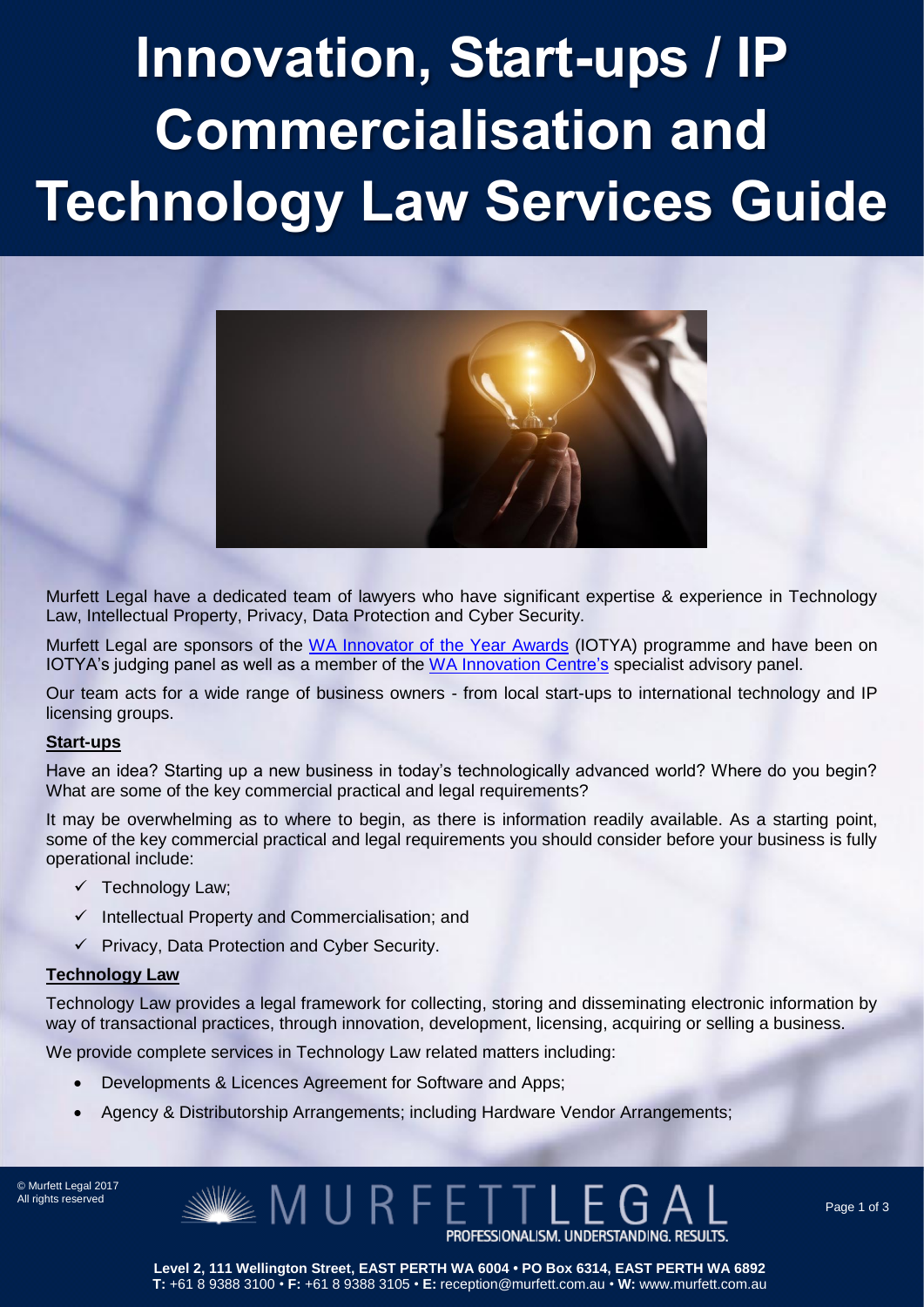# Innovation, Start-ups / IP Commercialisation and Technology Law Services Guide

Murfett Legal have a dedicated team of lawyers who have significant expertise & experience in Technology Law, Intellectual Property, Privacy, Data Protection and Cyber Security.

Murfett Legal are sponsors of the WA Innovator of the Year Awards (IOTYA) programme and have been on IOTYA's judging panel as well as a member of the WA Innovation Centre's specialist advisory panel.

Our team acts for a wide range of business owners - from local start-ups to international technology and IP licensing groups.

## Start-ups

Have an idea? Starting up a new business in today's technologically advanced world? Where do you begin? What are some of the key commercial practical and legal requirements?

It may be overwhelming as to where to begin, as there is information readily available. As a starting point, some of the key commercial practical and legal requirements you should consider before your business is fully operational include:

- ✓ Technology Law;
- ✓ Intellectual Property and Commercialisation; and
- ✓ Privacy, Data Protection and Cyber Security.

## Technology Law

Technology Law provides a legal framework for collecting, storing and disseminating electronic information by way of transactional practices, through innovation, development, licensing, acquiring or selling a business.

We provide complete services in Technology Law related matters including:

- Developments & Licences Agreement for Software and Apps;
- Agency & Distributorship Arrangements; including Hardware Vendor Arrangements;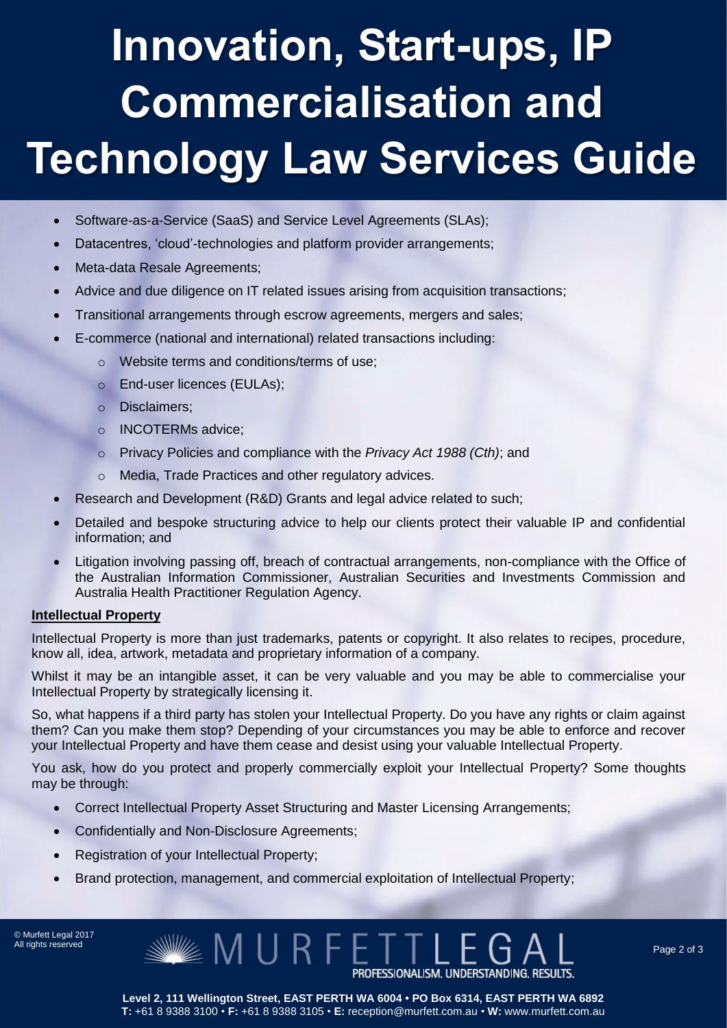# Innovation, Start-ups, IP Commercialisation and Technology Law Services Guide

- Software-as-a-Service (SaaS) and Service Level Agreements (SLAs);
- Datacentres, 'cloud'-technologies and platform provider arrangements;
- Meta-data Resale Agreements;
- Advice and due diligence on IT related issues arising from acquisition transactions;
- Transitional arrangements through escrow agreements, mergers and sales;
- E-commerce (national and international) related transactions including:
  - Website terms and conditions/terms of use;
  - End-user licences (EULAs);
  - Disclaimers;
  - INCOTERMs advice;
  - Privacy Policies and compliance with the *Privacy Act 1988 (Cth)*; and
  - Media, Trade Practices and other regulatory advices.
- Research and Development (R&D) Grants and legal advice related to such;
- Detailed and bespoke structuring advice to help our clients protect their valuable IP and confidential information; and
- Litigation involving passing off, breach of contractual arrangements, non-compliance with the Office of the Australian Information Commissioner, Australian Securities and Investments Commission and Australia Health Practitioner Regulation Agency.

**Intellectual Property**

Intellectual Property is more than just trademarks, patents or copyright. It also relates to recipes, procedure, know all, idea, artwork, metadata and proprietary information of a company.

Whilst it may be an intangible asset, it can be very valuable and you may be able to commercialise your Intellectual Property by strategically licensing it.

So, what happens if a third party has stolen your Intellectual Property. Do you have any rights or claim against them? Can you make them stop? Depending of your circumstances you may be able to enforce and recover your Intellectual Property and have them cease and desist using your valuable Intellectual Property.

You ask, how do you protect and properly commercially exploit your Intellectual Property? Some thoughts may be through:

- Correct Intellectual Property Asset Structuring and Master Licensing Arrangements;
- Confidentially and Non-Disclosure Agreements;
- Registration of your Intellectual Property;
- Brand protection, management, and commercial exploitation of Intellectual Property;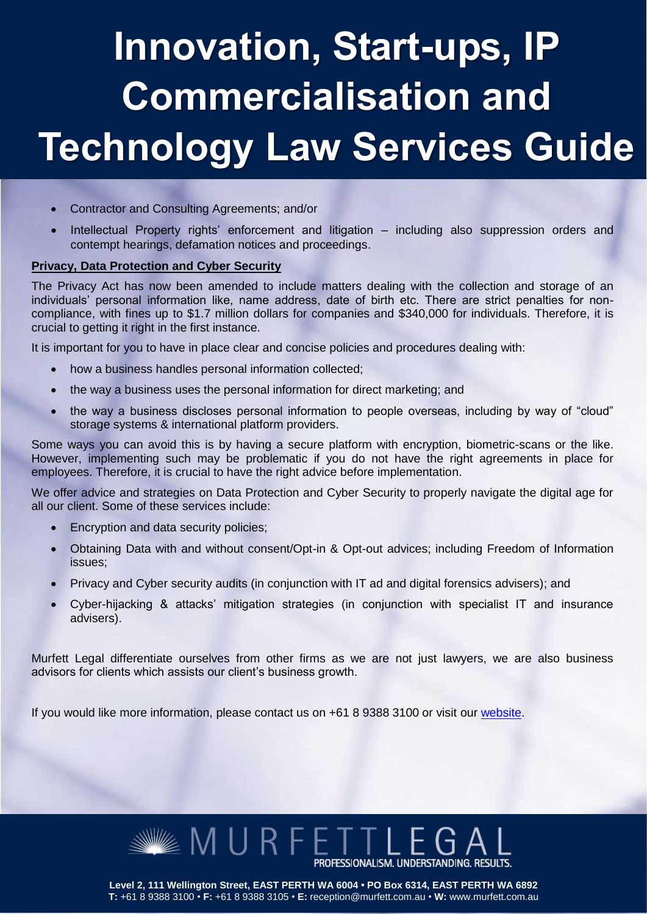# Innovation, Start-ups, IP Commercialisation and Technology Law Services Guide

- Contractor and Consulting Agreements; and/or
- Intellectual Property rights' enforcement and litigation – including also suppression orders and contempt hearings, defamation notices and proceedings.

**Privacy, Data Protection and Cyber Security**

The Privacy Act has now been amended to include matters dealing with the collection and storage of an individuals' personal information like, name address, date of birth etc. There are strict penalties for non-compliance, with fines up to $1.7 million dollars for companies and $340,000 for individuals. Therefore, it is crucial to getting it right in the first instance.

It is important for you to have in place clear and concise policies and procedures dealing with:

- how a business handles personal information collected;
- the way a business uses the personal information for direct marketing; and
- the way a business discloses personal information to people overseas, including by way of "cloud" storage systems & international platform providers.

Some ways you can avoid this is by having a secure platform with encryption, biometric-scans or the like. However, implementing such may be problematic if you do not have the right agreements in place for employees. Therefore, it is crucial to have the right advice before implementation.

We offer advice and strategies on Data Protection and Cyber Security to properly navigate the digital age for all our client. Some of these services include:

- Encryption and data security policies;
- Obtaining Data with and without consent/Opt-in & Opt-out advices; including Freedom of Information issues;
- Privacy and Cyber security audits (in conjunction with IT ad and digital forensics advisers); and
- Cyber-hijacking & attacks' mitigation strategies (in conjunction with specialist IT and insurance advisers).

Murfett Legal differentiate ourselves from other firms as we are not just lawyers, we are also business advisors for clients which assists our client's business growth.

If you would like more information, please contact us on +61 8 9388 3100 or visit our website.

MURFETT LEGAL
PROFESSIONALISM. UNDERSTANDING. RESULTS.

**Level 2, 111 Wellington Street, EAST PERTH WA 6004 • PO Box 6314, EAST PERTH WA 6892**
**T:** +61 8 9388 3100 • **F:** +61 8 9388 3105 • **E:** reception@murfett.com.au • **W:** www.murfett.com.au